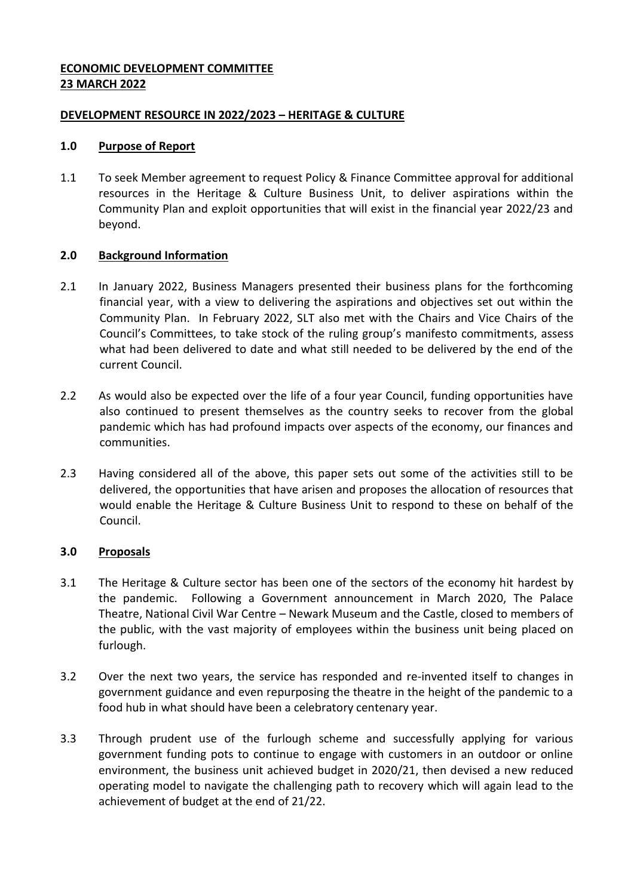**ECONOMIC DEVELOPMENT COMMITTEE**
**23 MARCH 2022**

**DEVELOPMENT RESOURCE IN 2022/2023 – HERITAGE & CULTURE**

## 1.0 Purpose of Report

1.1 To seek Member agreement to request Policy & Finance Committee approval for additional resources in the Heritage & Culture Business Unit, to deliver aspirations within the Community Plan and exploit opportunities that will exist in the financial year 2022/23 and beyond.

## 2.0 Background Information

2.1 In January 2022, Business Managers presented their business plans for the forthcoming financial year, with a view to delivering the aspirations and objectives set out within the Community Plan. In February 2022, SLT also met with the Chairs and Vice Chairs of the Council's Committees, to take stock of the ruling group's manifesto commitments, assess what had been delivered to date and what still needed to be delivered by the end of the current Council.

2.2 As would also be expected over the life of a four year Council, funding opportunities have also continued to present themselves as the country seeks to recover from the global pandemic which has had profound impacts over aspects of the economy, our finances and communities.

2.3 Having considered all of the above, this paper sets out some of the activities still to be delivered, the opportunities that have arisen and proposes the allocation of resources that would enable the Heritage & Culture Business Unit to respond to these on behalf of the Council.

## 3.0 Proposals

3.1 The Heritage & Culture sector has been one of the sectors of the economy hit hardest by the pandemic. Following a Government announcement in March 2020, The Palace Theatre, National Civil War Centre – Newark Museum and the Castle, closed to members of the public, with the vast majority of employees within the business unit being placed on furlough.

3.2 Over the next two years, the service has responded and re-invented itself to changes in government guidance and even repurposing the theatre in the height of the pandemic to a food hub in what should have been a celebratory centenary year.

3.3 Through prudent use of the furlough scheme and successfully applying for various government funding pots to continue to engage with customers in an outdoor or online environment, the business unit achieved budget in 2020/21, then devised a new reduced operating model to navigate the challenging path to recovery which will again lead to the achievement of budget at the end of 21/22.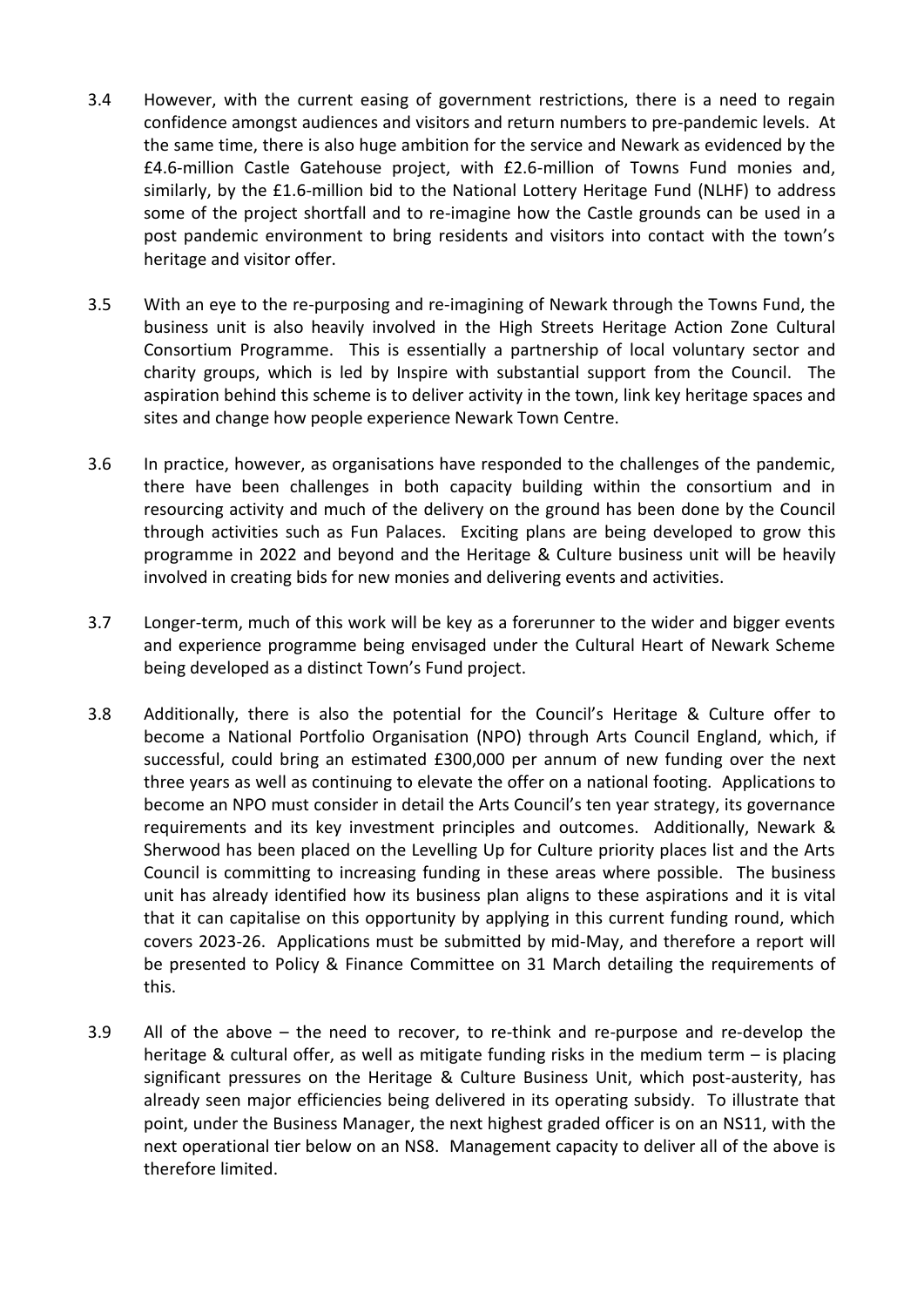3.4 However, with the current easing of government restrictions, there is a need to regain confidence amongst audiences and visitors and return numbers to pre-pandemic levels. At the same time, there is also huge ambition for the service and Newark as evidenced by the £4.6-million Castle Gatehouse project, with £2.6-million of Towns Fund monies and, similarly, by the £1.6-million bid to the National Lottery Heritage Fund (NLHF) to address some of the project shortfall and to re-imagine how the Castle grounds can be used in a post pandemic environment to bring residents and visitors into contact with the town's heritage and visitor offer.

3.5 With an eye to the re-purposing and re-imagining of Newark through the Towns Fund, the business unit is also heavily involved in the High Streets Heritage Action Zone Cultural Consortium Programme. This is essentially a partnership of local voluntary sector and charity groups, which is led by Inspire with substantial support from the Council. The aspiration behind this scheme is to deliver activity in the town, link key heritage spaces and sites and change how people experience Newark Town Centre.

3.6 In practice, however, as organisations have responded to the challenges of the pandemic, there have been challenges in both capacity building within the consortium and in resourcing activity and much of the delivery on the ground has been done by the Council through activities such as Fun Palaces. Exciting plans are being developed to grow this programme in 2022 and beyond and the Heritage & Culture business unit will be heavily involved in creating bids for new monies and delivering events and activities.

3.7 Longer-term, much of this work will be key as a forerunner to the wider and bigger events and experience programme being envisaged under the Cultural Heart of Newark Scheme being developed as a distinct Town's Fund project.

3.8 Additionally, there is also the potential for the Council's Heritage & Culture offer to become a National Portfolio Organisation (NPO) through Arts Council England, which, if successful, could bring an estimated £300,000 per annum of new funding over the next three years as well as continuing to elevate the offer on a national footing. Applications to become an NPO must consider in detail the Arts Council's ten year strategy, its governance requirements and its key investment principles and outcomes. Additionally, Newark & Sherwood has been placed on the Levelling Up for Culture priority places list and the Arts Council is committing to increasing funding in these areas where possible. The business unit has already identified how its business plan aligns to these aspirations and it is vital that it can capitalise on this opportunity by applying in this current funding round, which covers 2023-26. Applications must be submitted by mid-May, and therefore a report will be presented to Policy & Finance Committee on 31 March detailing the requirements of this.

3.9 All of the above – the need to recover, to re-think and re-purpose and re-develop the heritage & cultural offer, as well as mitigate funding risks in the medium term – is placing significant pressures on the Heritage & Culture Business Unit, which post-austerity, has already seen major efficiencies being delivered in its operating subsidy. To illustrate that point, under the Business Manager, the next highest graded officer is on an NS11, with the next operational tier below on an NS8. Management capacity to deliver all of the above is therefore limited.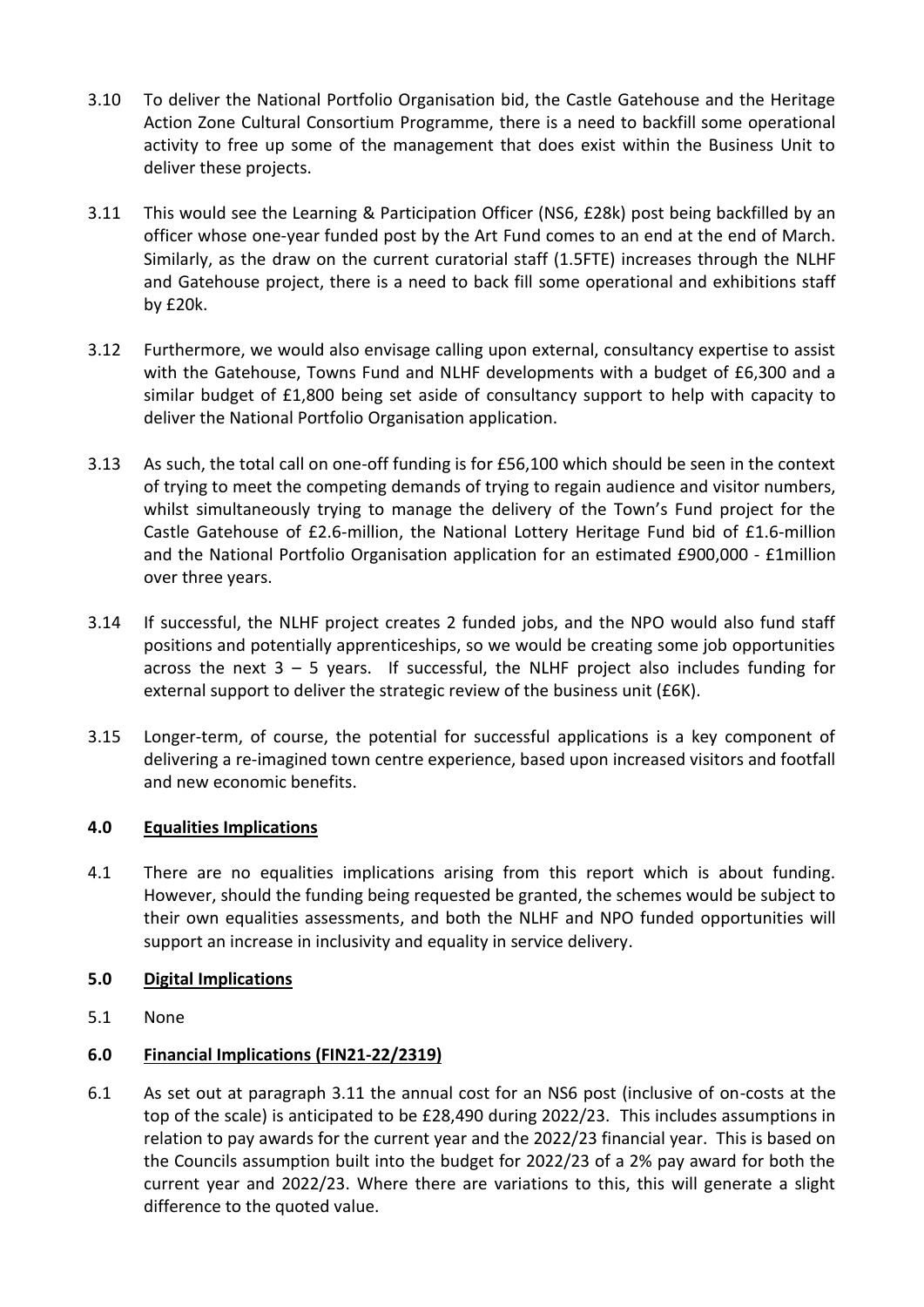3.10 To deliver the National Portfolio Organisation bid, the Castle Gatehouse and the Heritage Action Zone Cultural Consortium Programme, there is a need to backfill some operational activity to free up some of the management that does exist within the Business Unit to deliver these projects.

3.11 This would see the Learning & Participation Officer (NS6, £28k) post being backfilled by an officer whose one-year funded post by the Art Fund comes to an end at the end of March. Similarly, as the draw on the current curatorial staff (1.5FTE) increases through the NLHF and Gatehouse project, there is a need to back fill some operational and exhibitions staff by £20k.

3.12 Furthermore, we would also envisage calling upon external, consultancy expertise to assist with the Gatehouse, Towns Fund and NLHF developments with a budget of £6,300 and a similar budget of £1,800 being set aside of consultancy support to help with capacity to deliver the National Portfolio Organisation application.

3.13 As such, the total call on one-off funding is for £56,100 which should be seen in the context of trying to meet the competing demands of trying to regain audience and visitor numbers, whilst simultaneously trying to manage the delivery of the Town's Fund project for the Castle Gatehouse of £2.6-million, the National Lottery Heritage Fund bid of £1.6-million and the National Portfolio Organisation application for an estimated £900,000 - £1million over three years.

3.14 If successful, the NLHF project creates 2 funded jobs, and the NPO would also fund staff positions and potentially apprenticeships, so we would be creating some job opportunities across the next 3 – 5 years. If successful, the NLHF project also includes funding for external support to deliver the strategic review of the business unit (£6K).

3.15 Longer-term, of course, the potential for successful applications is a key component of delivering a re-imagined town centre experience, based upon increased visitors and footfall and new economic benefits.

## 4.0 Equalities Implications

4.1 There are no equalities implications arising from this report which is about funding. However, should the funding being requested be granted, the schemes would be subject to their own equalities assessments, and both the NLHF and NPO funded opportunities will support an increase in inclusivity and equality in service delivery.

## 5.0 Digital Implications

5.1 None

## 6.0 Financial Implications (FIN21-22/2319)

6.1 As set out at paragraph 3.11 the annual cost for an NS6 post (inclusive of on-costs at the top of the scale) is anticipated to be £28,490 during 2022/23. This includes assumptions in relation to pay awards for the current year and the 2022/23 financial year. This is based on the Councils assumption built into the budget for 2022/23 of a 2% pay award for both the current year and 2022/23. Where there are variations to this, this will generate a slight difference to the quoted value.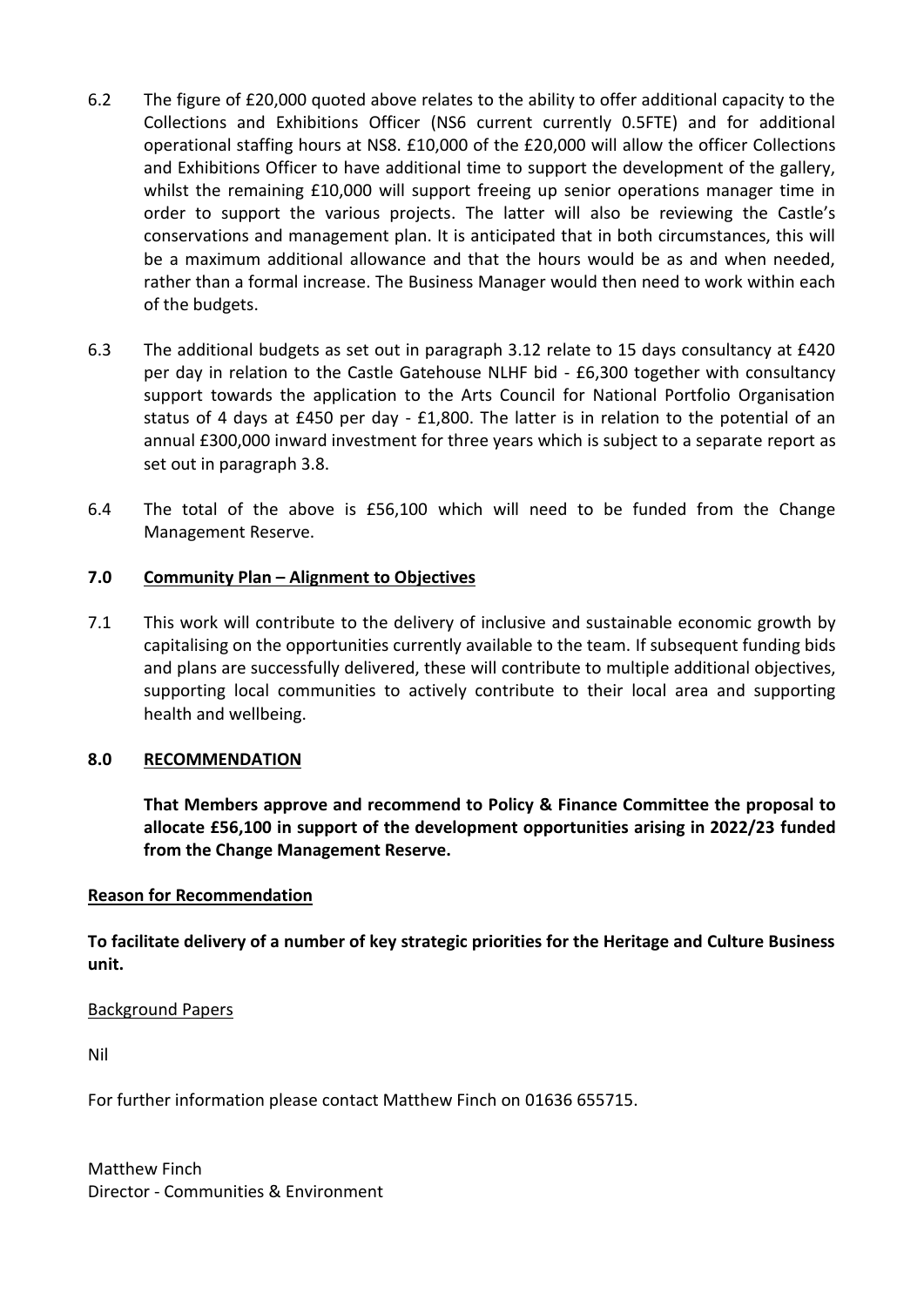6.2 The figure of £20,000 quoted above relates to the ability to offer additional capacity to the Collections and Exhibitions Officer (NS6 current currently 0.5FTE) and for additional operational staffing hours at NS8. £10,000 of the £20,000 will allow the officer Collections and Exhibitions Officer to have additional time to support the development of the gallery, whilst the remaining £10,000 will support freeing up senior operations manager time in order to support the various projects. The latter will also be reviewing the Castle's conservations and management plan. It is anticipated that in both circumstances, this will be a maximum additional allowance and that the hours would be as and when needed, rather than a formal increase. The Business Manager would then need to work within each of the budgets.

6.3 The additional budgets as set out in paragraph 3.12 relate to 15 days consultancy at £420 per day in relation to the Castle Gatehouse NLHF bid - £6,300 together with consultancy support towards the application to the Arts Council for National Portfolio Organisation status of 4 days at £450 per day - £1,800. The latter is in relation to the potential of an annual £300,000 inward investment for three years which is subject to a separate report as set out in paragraph 3.8.

6.4 The total of the above is £56,100 which will need to be funded from the Change Management Reserve.

## 7.0 Community Plan – Alignment to Objectives

7.1 This work will contribute to the delivery of inclusive and sustainable economic growth by capitalising on the opportunities currently available to the team. If subsequent funding bids and plans are successfully delivered, these will contribute to multiple additional objectives, supporting local communities to actively contribute to their local area and supporting health and wellbeing.

## 8.0 RECOMMENDATION

**That Members approve and recommend to Policy & Finance Committee the proposal to allocate £56,100 in support of the development opportunities arising in 2022/23 funded from the Change Management Reserve.**

**Reason for Recommendation**

**To facilitate delivery of a number of key strategic priorities for the Heritage and Culture Business unit.**

Background Papers

Nil

For further information please contact Matthew Finch on 01636 655715.

Matthew Finch
Director - Communities & Environment